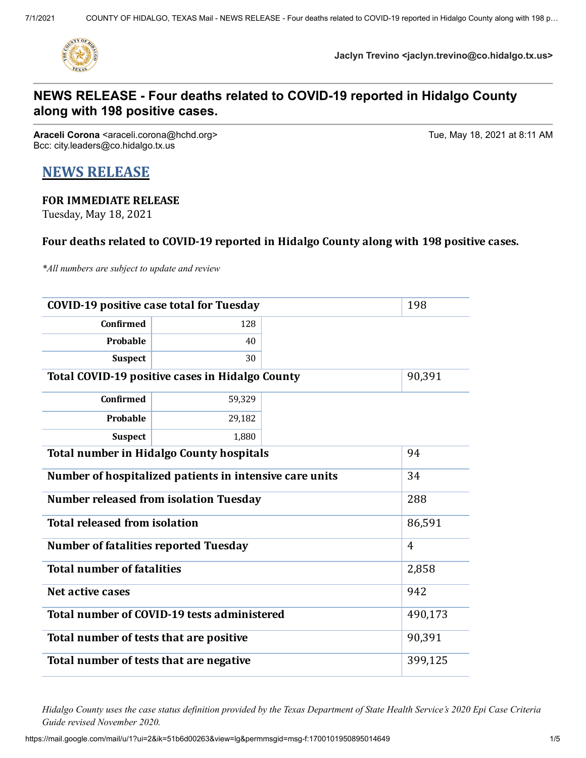Jaclyn Trevino <jaclyn.trevino@co.hidalgo.tx.us>

# NEWS RELEASE - Four deaths related to COVID-19 reported in Hidalgo County along with 198 positive cases.

**Araceli Corona** <araceli.corona@hchd.org>
Bcc: city.leaders@co.hidalgo.tx.us

Tue, May 18, 2021 at 8:11 AM

## NEWS RELEASE

**FOR IMMEDIATE RELEASE**
Tuesday, May 18, 2021

**Four deaths related to COVID-19 reported in Hidalgo County along with 198 positive cases.**

*\*All numbers are subject to update and review*

| | | |
|---|---|---|
| **COVID-19 positive case total for Tuesday** | | 198 |
| **Confirmed** | 128 | |
| **Probable** | 40 | |
| **Suspect** | 30 | |
| **Total COVID-19 positive cases in Hidalgo County** | | 90,391 |
| **Confirmed** | 59,329 | |
| **Probable** | 29,182 | |
| **Suspect** | 1,880 | |
| **Total number in Hidalgo County hospitals** | | 94 |
| **Number of hospitalized patients in intensive care units** | | 34 |
| **Number released from isolation Tuesday** | | 288 |
| **Total released from isolation** | | 86,591 |
| **Number of fatalities reported Tuesday** | | 4 |
| **Total number of fatalities** | | 2,858 |
| **Net active cases** | | 942 |
| **Total number of COVID-19 tests administered** | | 490,173 |
| **Total number of tests that are positive** | | 90,391 |
| **Total number of tests that are negative** | | 399,125 |

*Hidalgo County uses the case status definition provided by the Texas Department of State Health Service's 2020 Epi Case Criteria Guide revised November 2020.*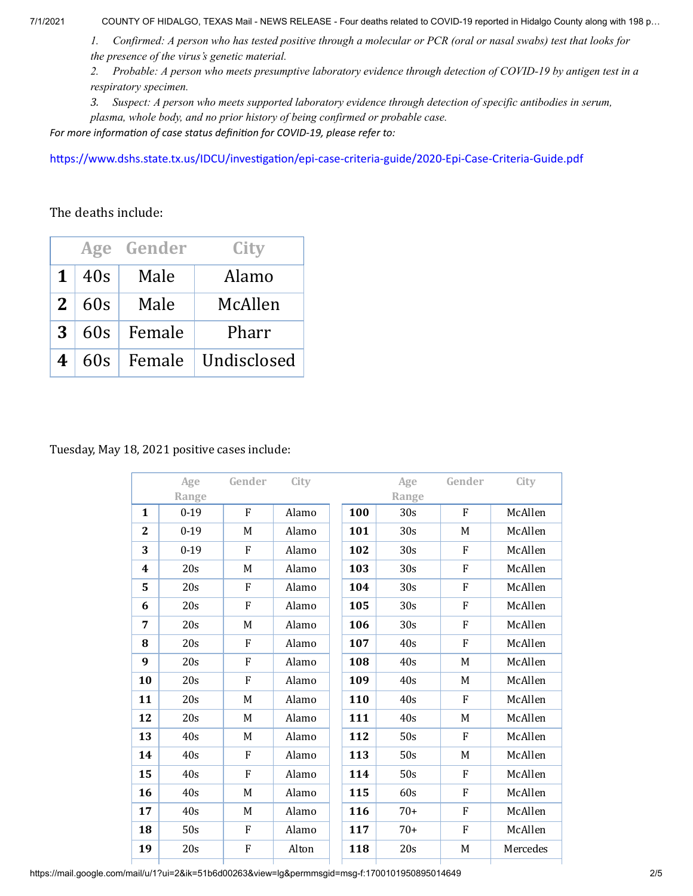1. *Confirmed: A person who has tested positive through a molecular or PCR (oral or nasal swabs) test that looks for the presence of the virus's genetic material.*
2. *Probable: A person who meets presumptive laboratory evidence through detection of COVID-19 by antigen test in a respiratory specimen.*
3. *Suspect: A person who meets supported laboratory evidence through detection of specific antibodies in serum, plasma, whole body, and no prior history of being confirmed or probable case.*

*For more information of case status definition for COVID-19, please refer to:*

https://www.dshs.state.tx.us/IDCU/investigation/epi-case-criteria-guide/2020-Epi-Case-Criteria-Guide.pdf

The deaths include:

| | Age | Gender | City |
|---|---|---|---|
| **1** | 40s | Male | Alamo |
| **2** | 60s | Male | McAllen |
| **3** | 60s | Female | Pharr |
| **4** | 60s | Female | Undisclosed |

Tuesday, May 18, 2021 positive cases include:

| | Age Range | Gender | City | | Age Range | Gender | City |
|---|---|---|---|---|---|---|---|
| **1** | 0-19 | F | Alamo | **100** | 30s | F | McAllen |
| **2** | 0-19 | M | Alamo | **101** | 30s | M | McAllen |
| **3** | 0-19 | F | Alamo | **102** | 30s | F | McAllen |
| **4** | 20s | M | Alamo | **103** | 30s | F | McAllen |
| **5** | 20s | F | Alamo | **104** | 30s | F | McAllen |
| **6** | 20s | F | Alamo | **105** | 30s | F | McAllen |
| **7** | 20s | M | Alamo | **106** | 30s | F | McAllen |
| **8** | 20s | F | Alamo | **107** | 40s | F | McAllen |
| **9** | 20s | F | Alamo | **108** | 40s | M | McAllen |
| **10** | 20s | F | Alamo | **109** | 40s | M | McAllen |
| **11** | 20s | M | Alamo | **110** | 40s | F | McAllen |
| **12** | 20s | M | Alamo | **111** | 40s | M | McAllen |
| **13** | 40s | M | Alamo | **112** | 50s | F | McAllen |
| **14** | 40s | F | Alamo | **113** | 50s | M | McAllen |
| **15** | 40s | F | Alamo | **114** | 50s | F | McAllen |
| **16** | 40s | M | Alamo | **115** | 60s | F | McAllen |
| **17** | 40s | M | Alamo | **116** | 70+ | F | McAllen |
| **18** | 50s | F | Alamo | **117** | 70+ | F | McAllen |
| **19** | 20s | F | Alton | **118** | 20s | M | Mercedes |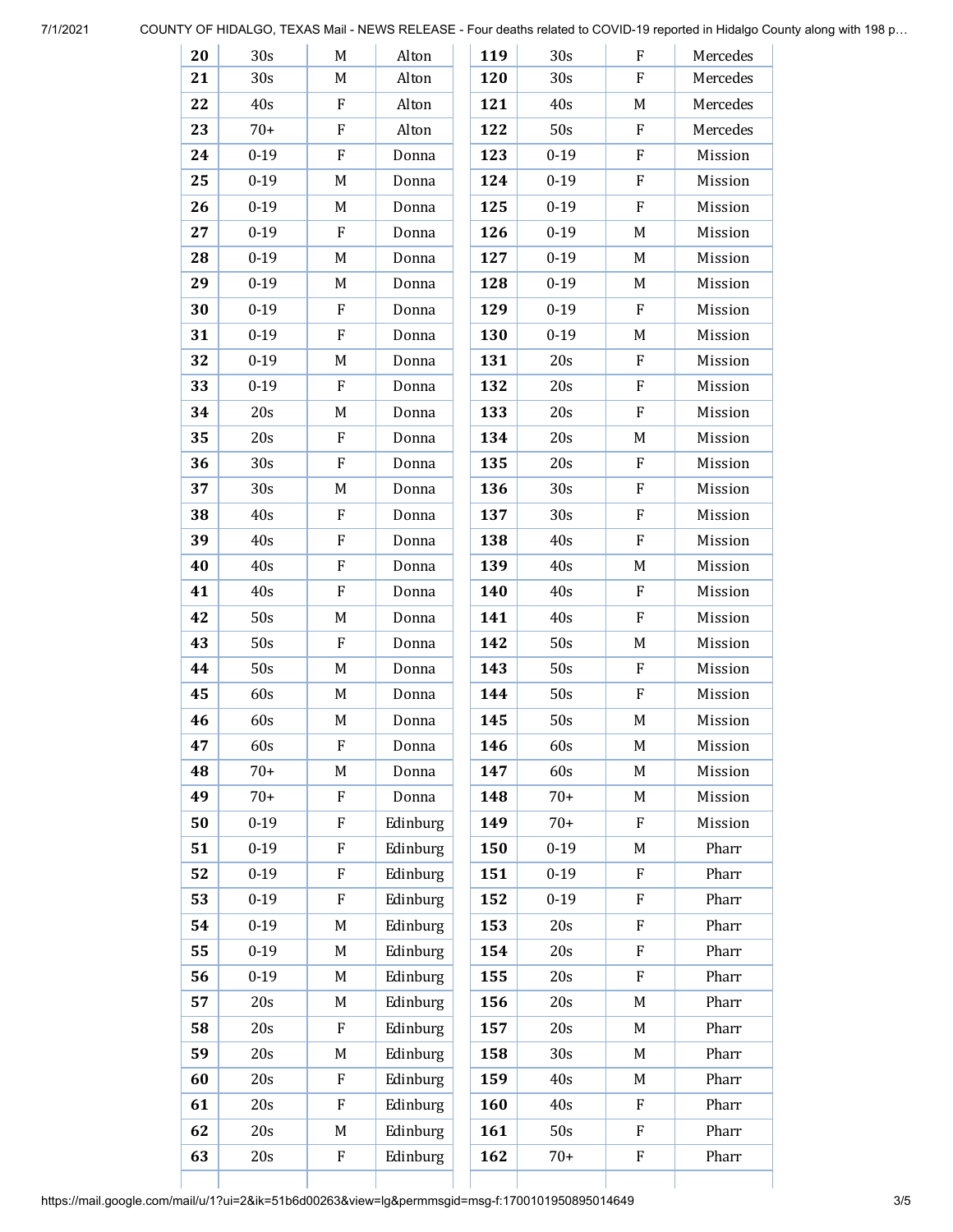| | | | | | | | |
|---|---|---|---|---|---|---|---|
| **20** | 30s | M | Alton | **119** | 30s | F | Mercedes |
| **21** | 30s | M | Alton | **120** | 30s | F | Mercedes |
| **22** | 40s | F | Alton | **121** | 40s | M | Mercedes |
| **23** | 70+ | F | Alton | **122** | 50s | F | Mercedes |
| **24** | 0-19 | F | Donna | **123** | 0-19 | F | Mission |
| **25** | 0-19 | M | Donna | **124** | 0-19 | F | Mission |
| **26** | 0-19 | M | Donna | **125** | 0-19 | F | Mission |
| **27** | 0-19 | F | Donna | **126** | 0-19 | M | Mission |
| **28** | 0-19 | M | Donna | **127** | 0-19 | M | Mission |
| **29** | 0-19 | M | Donna | **128** | 0-19 | M | Mission |
| **30** | 0-19 | F | Donna | **129** | 0-19 | F | Mission |
| **31** | 0-19 | F | Donna | **130** | 0-19 | M | Mission |
| **32** | 0-19 | M | Donna | **131** | 20s | F | Mission |
| **33** | 0-19 | F | Donna | **132** | 20s | F | Mission |
| **34** | 20s | M | Donna | **133** | 20s | F | Mission |
| **35** | 20s | F | Donna | **134** | 20s | M | Mission |
| **36** | 30s | F | Donna | **135** | 20s | F | Mission |
| **37** | 30s | M | Donna | **136** | 30s | F | Mission |
| **38** | 40s | F | Donna | **137** | 30s | F | Mission |
| **39** | 40s | F | Donna | **138** | 40s | F | Mission |
| **40** | 40s | F | Donna | **139** | 40s | M | Mission |
| **41** | 40s | F | Donna | **140** | 40s | F | Mission |
| **42** | 50s | M | Donna | **141** | 40s | F | Mission |
| **43** | 50s | F | Donna | **142** | 50s | M | Mission |
| **44** | 50s | M | Donna | **143** | 50s | F | Mission |
| **45** | 60s | M | Donna | **144** | 50s | F | Mission |
| **46** | 60s | M | Donna | **145** | 50s | M | Mission |
| **47** | 60s | F | Donna | **146** | 60s | M | Mission |
| **48** | 70+ | M | Donna | **147** | 60s | M | Mission |
| **49** | 70+ | F | Donna | **148** | 70+ | M | Mission |
| **50** | 0-19 | F | Edinburg | **149** | 70+ | F | Mission |
| **51** | 0-19 | F | Edinburg | **150** | 0-19 | M | Pharr |
| **52** | 0-19 | F | Edinburg | **151** | 0-19 | F | Pharr |
| **53** | 0-19 | F | Edinburg | **152** | 0-19 | F | Pharr |
| **54** | 0-19 | M | Edinburg | **153** | 20s | F | Pharr |
| **55** | 0-19 | M | Edinburg | **154** | 20s | F | Pharr |
| **56** | 0-19 | M | Edinburg | **155** | 20s | F | Pharr |
| **57** | 20s | M | Edinburg | **156** | 20s | M | Pharr |
| **58** | 20s | F | Edinburg | **157** | 20s | M | Pharr |
| **59** | 20s | M | Edinburg | **158** | 30s | M | Pharr |
| **60** | 20s | F | Edinburg | **159** | 40s | M | Pharr |
| **61** | 20s | F | Edinburg | **160** | 40s | F | Pharr |
| **62** | 20s | M | Edinburg | **161** | 50s | F | Pharr |
| **63** | 20s | F | Edinburg | **162** | 70+ | F | Pharr |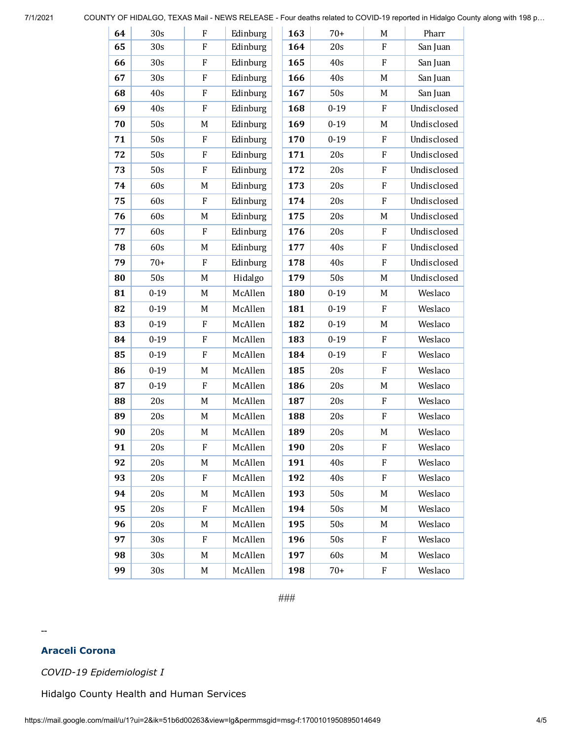| | | | | | | | |
|---|---|---|---|---|---|---|---|
| **64** | 30s | F | Edinburg | **163** | 70+ | M | Pharr |
| **65** | 30s | F | Edinburg | **164** | 20s | F | San Juan |
| **66** | 30s | F | Edinburg | **165** | 40s | F | San Juan |
| **67** | 30s | F | Edinburg | **166** | 40s | M | San Juan |
| **68** | 40s | F | Edinburg | **167** | 50s | M | San Juan |
| **69** | 40s | F | Edinburg | **168** | 0-19 | F | Undisclosed |
| **70** | 50s | M | Edinburg | **169** | 0-19 | M | Undisclosed |
| **71** | 50s | F | Edinburg | **170** | 0-19 | F | Undisclosed |
| **72** | 50s | F | Edinburg | **171** | 20s | F | Undisclosed |
| **73** | 50s | F | Edinburg | **172** | 20s | F | Undisclosed |
| **74** | 60s | M | Edinburg | **173** | 20s | F | Undisclosed |
| **75** | 60s | F | Edinburg | **174** | 20s | F | Undisclosed |
| **76** | 60s | M | Edinburg | **175** | 20s | M | Undisclosed |
| **77** | 60s | F | Edinburg | **176** | 20s | F | Undisclosed |
| **78** | 60s | M | Edinburg | **177** | 40s | F | Undisclosed |
| **79** | 70+ | F | Edinburg | **178** | 40s | F | Undisclosed |
| **80** | 50s | M | Hidalgo | **179** | 50s | M | Undisclosed |
| **81** | 0-19 | M | McAllen | **180** | 0-19 | M | Weslaco |
| **82** | 0-19 | M | McAllen | **181** | 0-19 | F | Weslaco |
| **83** | 0-19 | F | McAllen | **182** | 0-19 | M | Weslaco |
| **84** | 0-19 | F | McAllen | **183** | 0-19 | F | Weslaco |
| **85** | 0-19 | F | McAllen | **184** | 0-19 | F | Weslaco |
| **86** | 0-19 | M | McAllen | **185** | 20s | F | Weslaco |
| **87** | 0-19 | F | McAllen | **186** | 20s | M | Weslaco |
| **88** | 20s | M | McAllen | **187** | 20s | F | Weslaco |
| **89** | 20s | M | McAllen | **188** | 20s | F | Weslaco |
| **90** | 20s | M | McAllen | **189** | 20s | M | Weslaco |
| **91** | 20s | F | McAllen | **190** | 20s | F | Weslaco |
| **92** | 20s | M | McAllen | **191** | 40s | F | Weslaco |
| **93** | 20s | F | McAllen | **192** | 40s | F | Weslaco |
| **94** | 20s | M | McAllen | **193** | 50s | M | Weslaco |
| **95** | 20s | F | McAllen | **194** | 50s | M | Weslaco |
| **96** | 20s | M | McAllen | **195** | 50s | M | Weslaco |
| **97** | 30s | F | McAllen | **196** | 50s | F | Weslaco |
| **98** | 30s | M | McAllen | **197** | 60s | M | Weslaco |
| **99** | 30s | M | McAllen | **198** | 70+ | F | Weslaco |

###

--

**Araceli Corona**

*COVID-19 Epidemiologist I*

Hidalgo County Health and Human Services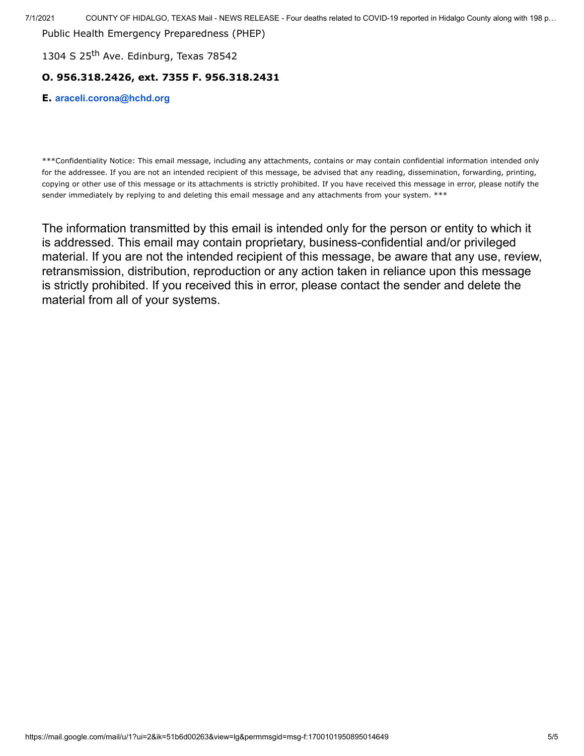Public Health Emergency Preparedness (PHEP)

1304 S 25th Ave. Edinburg, Texas 78542

**O. 956.318.2426, ext. 7355 F. 956.318.2431**

**E.** araceli.corona@hchd.org

***Confidentiality Notice: This email message, including any attachments, contains or may contain confidential information intended only for the addressee. If you are not an intended recipient of this message, be advised that any reading, dissemination, forwarding, printing, copying or other use of this message or its attachments is strictly prohibited. If you have received this message in error, please notify the sender immediately by replying to and deleting this email message and any attachments from your system. ***

The information transmitted by this email is intended only for the person or entity to which it is addressed. This email may contain proprietary, business-confidential and/or privileged material. If you are not the intended recipient of this message, be aware that any use, review, retransmission, distribution, reproduction or any action taken in reliance upon this message is strictly prohibited. If you received this in error, please contact the sender and delete the material from all of your systems.